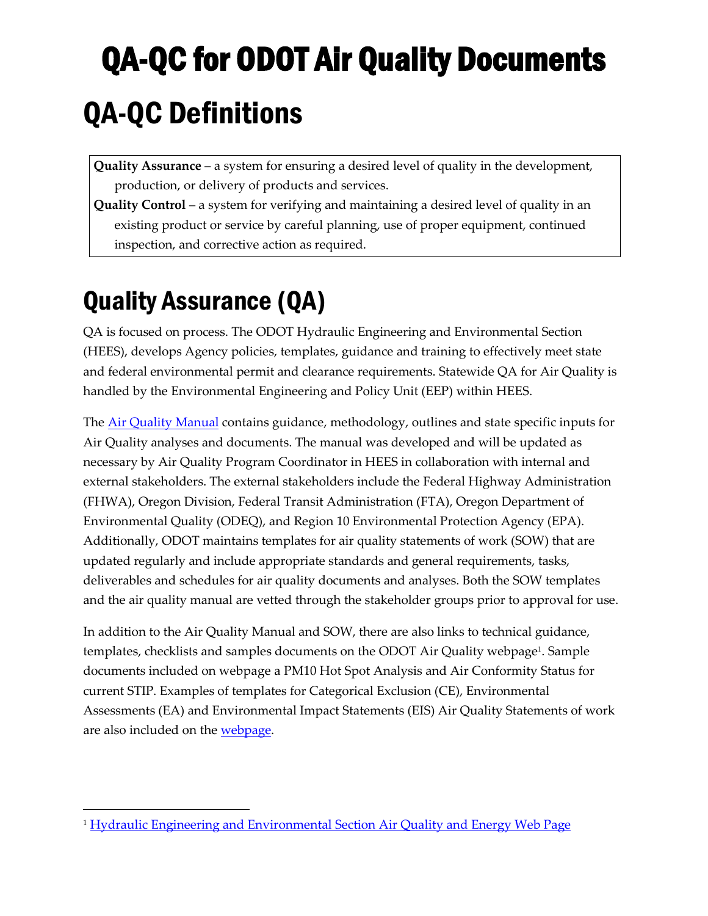# QA-QC for ODOT Air Quality Documents

## QA-QC Definitions

**Quality Assurance** – a system for ensuring a desired level of quality in the development, production, or delivery of products and services.

**Quality Control** – a system for verifying and maintaining a desired level of quality in an existing product or service by careful planning, use of proper equipment, continued inspection, and corrective action as required.

## Quality Assurance (QA)

QA is focused on process. The ODOT Hydraulic Engineering and Environmental Section (HEES), develops Agency policies, templates, guidance and training to effectively meet state and federal environmental permit and clearance requirements. Statewide QA for Air Quality is handled by the Environmental Engineering and Policy Unit (EEP) within HEES.

The Air Quality Manual contains guidance, methodology, outlines and state specific inputs for Air Quality analyses and documents. The manual was developed and will be updated as necessary by Air Quality Program Coordinator in HEES in collaboration with internal and external stakeholders. The external stakeholders include the Federal Highway Administration (FHWA), Oregon Division, Federal Transit Administration (FTA), Oregon Department of Environmental Quality (ODEQ), and Region 10 Environmental Protection Agency (EPA). Additionally, ODOT maintains templates for air quality statements of work (SOW) that are updated regularly and include appropriate standards and general requirements, tasks, deliverables and schedules for air quality documents and analyses. Both the SOW templates and the air quality manual are vetted through the stakeholder groups prior to approval for use.

In addition to the Air Quality Manual and SOW, there are also links to technical guidance, templates, checklists and samples documents on the ODOT Air Quality webpage[1]. Sample documents included on webpage a PM10 Hot Spot Analysis and Air Conformity Status for current STIP. Examples of templates for Categorical Exclusion (CE), Environmental Assessments (EA) and Environmental Impact Statements (EIS) Air Quality Statements of work are also included on the webpage.

[1] Hydraulic Engineering and Environmental Section Air Quality and Energy Web Page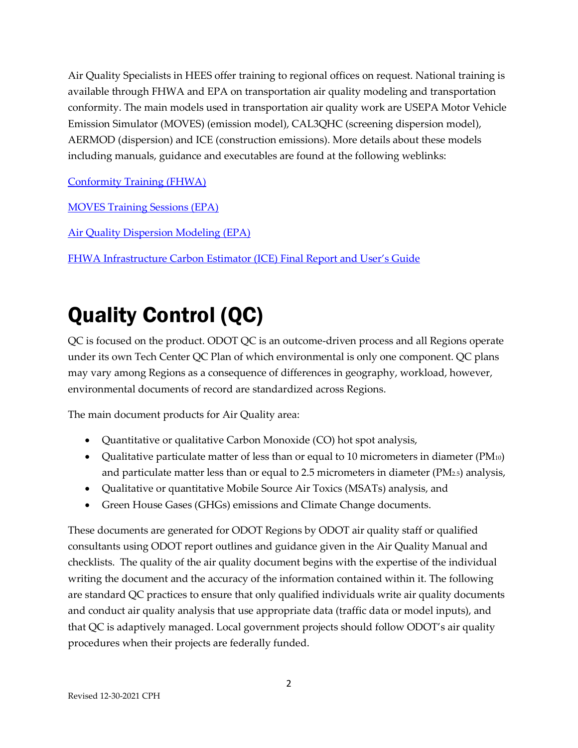Air Quality Specialists in HEES offer training to regional offices on request. National training is available through FHWA and EPA on transportation air quality modeling and transportation conformity. The main models used in transportation air quality work are USEPA Motor Vehicle Emission Simulator (MOVES) (emission model), CAL3QHC (screening dispersion model), AERMOD (dispersion) and ICE (construction emissions). More details about these models including manuals, guidance and executables are found at the following weblinks:

Conformity Training (FHWA)

MOVES Training Sessions (EPA)

Air Quality Dispersion Modeling (EPA)

FHWA Infrastructure Carbon Estimator (ICE) Final Report and User's Guide

# Quality Control (QC)

QC is focused on the product. ODOT QC is an outcome-driven process and all Regions operate under its own Tech Center QC Plan of which environmental is only one component. QC plans may vary among Regions as a consequence of differences in geography, workload, however, environmental documents of record are standardized across Regions.

The main document products for Air Quality area:

- Quantitative or qualitative Carbon Monoxide (CO) hot spot analysis,
- Qualitative particulate matter of less than or equal to 10 micrometers in diameter ($PM_{10}$) and particulate matter less than or equal to 2.5 micrometers in diameter ($PM_{2.5}$) analysis,
- Qualitative or quantitative Mobile Source Air Toxics (MSATs) analysis, and
- Green House Gases (GHGs) emissions and Climate Change documents.

These documents are generated for ODOT Regions by ODOT air quality staff or qualified consultants using ODOT report outlines and guidance given in the Air Quality Manual and checklists. The quality of the air quality document begins with the expertise of the individual writing the document and the accuracy of the information contained within it. The following are standard QC practices to ensure that only qualified individuals write air quality documents and conduct air quality analysis that use appropriate data (traffic data or model inputs), and that QC is adaptively managed. Local government projects should follow ODOT's air quality procedures when their projects are federally funded.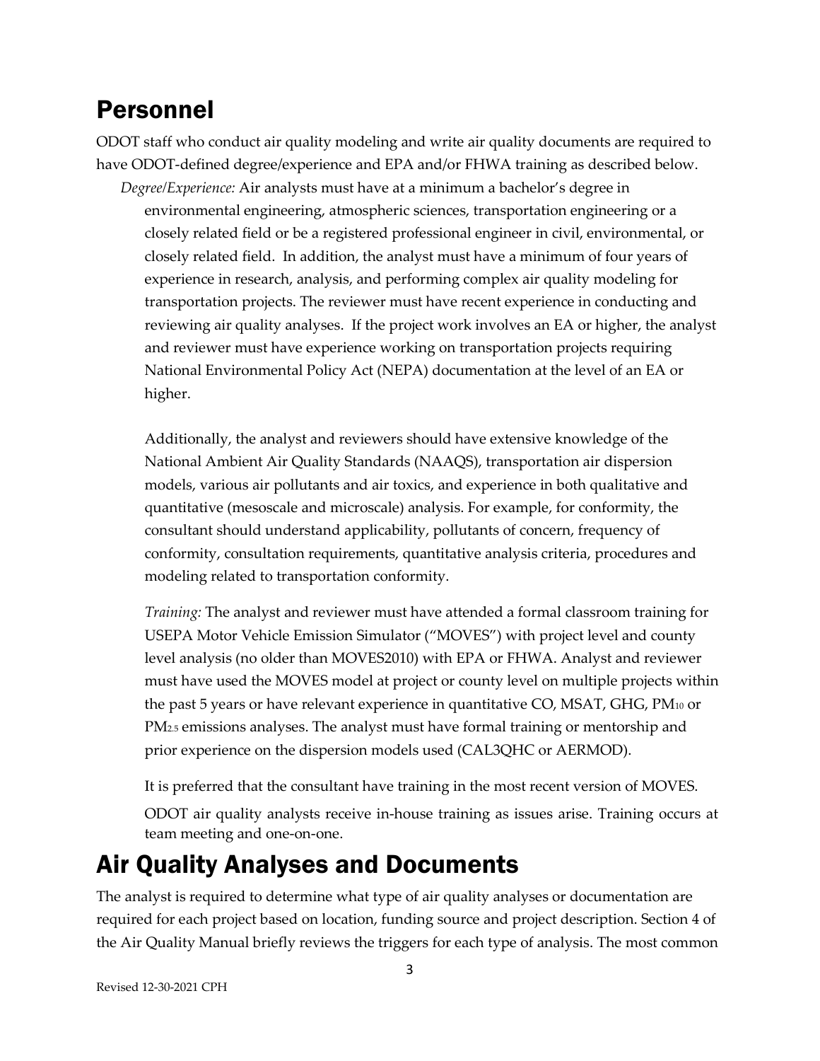## Personnel

ODOT staff who conduct air quality modeling and write air quality documents are required to have ODOT-defined degree/experience and EPA and/or FHWA training as described below.

*Degree/Experience:* Air analysts must have at a minimum a bachelor's degree in environmental engineering, atmospheric sciences, transportation engineering or a closely related field or be a registered professional engineer in civil, environmental, or closely related field. In addition, the analyst must have a minimum of four years of experience in research, analysis, and performing complex air quality modeling for transportation projects. The reviewer must have recent experience in conducting and reviewing air quality analyses. If the project work involves an EA or higher, the analyst and reviewer must have experience working on transportation projects requiring National Environmental Policy Act (NEPA) documentation at the level of an EA or higher.

Additionally, the analyst and reviewers should have extensive knowledge of the National Ambient Air Quality Standards (NAAQS), transportation air dispersion models, various air pollutants and air toxics, and experience in both qualitative and quantitative (mesoscale and microscale) analysis. For example, for conformity, the consultant should understand applicability, pollutants of concern, frequency of conformity, consultation requirements, quantitative analysis criteria, procedures and modeling related to transportation conformity.

*Training:* The analyst and reviewer must have attended a formal classroom training for USEPA Motor Vehicle Emission Simulator ("MOVES") with project level and county level analysis (no older than MOVES2010) with EPA or FHWA. Analyst and reviewer must have used the MOVES model at project or county level on multiple projects within the past 5 years or have relevant experience in quantitative CO, MSAT, GHG, $PM_{10}$ or $PM_{2.5}$ emissions analyses. The analyst must have formal training or mentorship and prior experience on the dispersion models used (CAL3QHC or AERMOD).

It is preferred that the consultant have training in the most recent version of MOVES.

ODOT air quality analysts receive in-house training as issues arise. Training occurs at team meeting and one-on-one.

## Air Quality Analyses and Documents

The analyst is required to determine what type of air quality analyses or documentation are required for each project based on location, funding source and project description. Section 4 of the Air Quality Manual briefly reviews the triggers for each type of analysis. The most common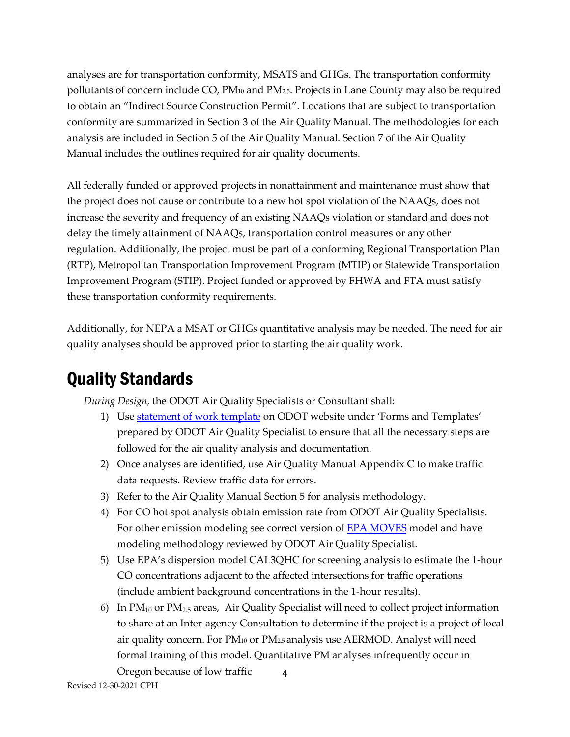analyses are for transportation conformity, MSATS and GHGs. The transportation conformity pollutants of concern include CO, $PM_{10}$ and $PM_{2.5}$. Projects in Lane County may also be required to obtain an "Indirect Source Construction Permit". Locations that are subject to transportation conformity are summarized in Section 3 of the Air Quality Manual. The methodologies for each analysis are included in Section 5 of the Air Quality Manual. Section 7 of the Air Quality Manual includes the outlines required for air quality documents.

All federally funded or approved projects in nonattainment and maintenance must show that the project does not cause or contribute to a new hot spot violation of the NAAQs, does not increase the severity and frequency of an existing NAAQs violation or standard and does not delay the timely attainment of NAAQs, transportation control measures or any other regulation. Additionally, the project must be part of a conforming Regional Transportation Plan (RTP), Metropolitan Transportation Improvement Program (MTIP) or Statewide Transportation Improvement Program (STIP). Project funded or approved by FHWA and FTA must satisfy these transportation conformity requirements.

Additionally, for NEPA a MSAT or GHGs quantitative analysis may be needed. The need for air quality analyses should be approved prior to starting the air quality work.

# Quality Standards

*During Design,* the ODOT Air Quality Specialists or Consultant shall:

1) Use statement of work template on ODOT website under 'Forms and Templates' prepared by ODOT Air Quality Specialist to ensure that all the necessary steps are followed for the air quality analysis and documentation.
2) Once analyses are identified, use Air Quality Manual Appendix C to make traffic data requests. Review traffic data for errors.
3) Refer to the Air Quality Manual Section 5 for analysis methodology.
4) For CO hot spot analysis obtain emission rate from ODOT Air Quality Specialists. For other emission modeling see correct version of EPA MOVES model and have modeling methodology reviewed by ODOT Air Quality Specialist.
5) Use EPA's dispersion model CAL3QHC for screening analysis to estimate the 1-hour CO concentrations adjacent to the affected intersections for traffic operations (include ambient background concentrations in the 1-hour results).
6) In $PM_{10}$ or $PM_{2.5}$ areas, Air Quality Specialist will need to collect project information to share at an Inter-agency Consultation to determine if the project is a project of local air quality concern. For $PM_{10}$ or $PM_{2.5}$ analysis use AERMOD. Analyst will need formal training of this model. Quantitative PM analyses infrequently occur in Oregon because of low traffic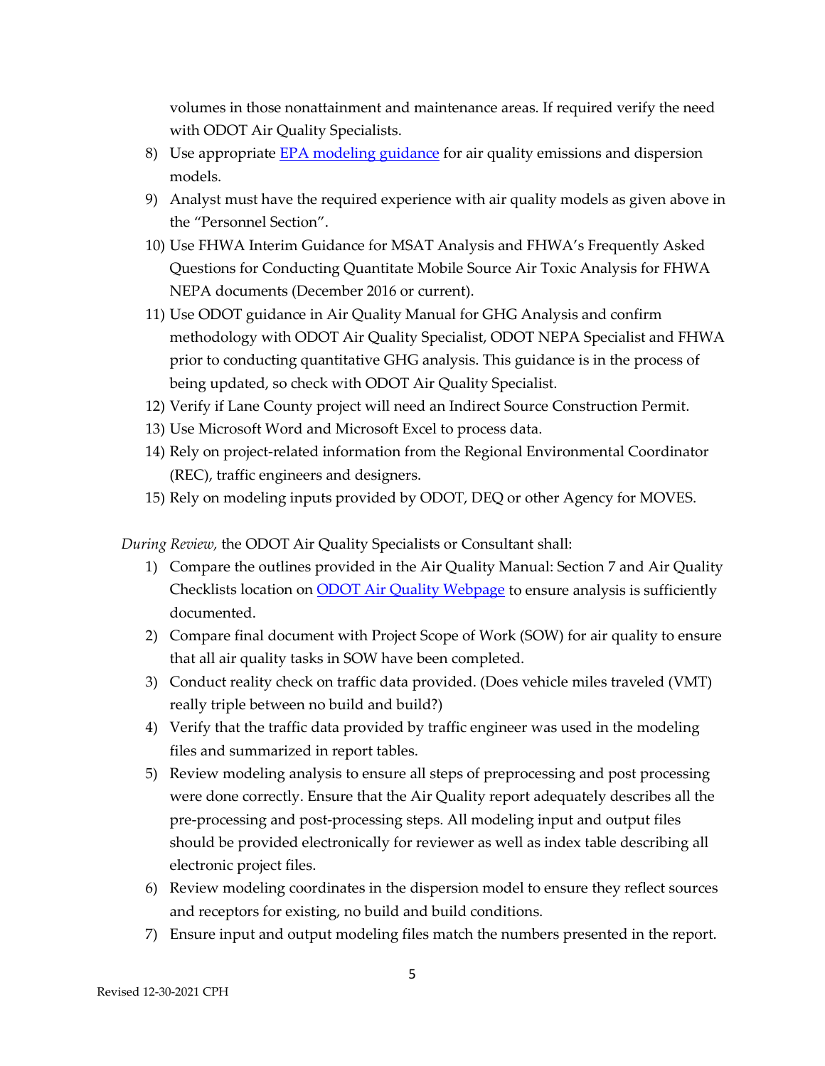volumes in those nonattainment and maintenance areas. If required verify the need with ODOT Air Quality Specialists.

8) Use appropriate [EPA modeling guidance]() for air quality emissions and dispersion models.
9) Analyst must have the required experience with air quality models as given above in the "Personnel Section".
10) Use FHWA Interim Guidance for MSAT Analysis and FHWA's Frequently Asked Questions for Conducting Quantitate Mobile Source Air Toxic Analysis for FHWA NEPA documents (December 2016 or current).
11) Use ODOT guidance in Air Quality Manual for GHG Analysis and confirm methodology with ODOT Air Quality Specialist, ODOT NEPA Specialist and FHWA prior to conducting quantitative GHG analysis. This guidance is in the process of being updated, so check with ODOT Air Quality Specialist.
12) Verify if Lane County project will need an Indirect Source Construction Permit.
13) Use Microsoft Word and Microsoft Excel to process data.
14) Rely on project-related information from the Regional Environmental Coordinator (REC), traffic engineers and designers.
15) Rely on modeling inputs provided by ODOT, DEQ or other Agency for MOVES.

*During Review,* the ODOT Air Quality Specialists or Consultant shall:

1) Compare the outlines provided in the Air Quality Manual: Section 7 and Air Quality Checklists location on [ODOT Air Quality Webpage]() to ensure analysis is sufficiently documented.
2) Compare final document with Project Scope of Work (SOW) for air quality to ensure that all air quality tasks in SOW have been completed.
3) Conduct reality check on traffic data provided. (Does vehicle miles traveled (VMT) really triple between no build and build?)
4) Verify that the traffic data provided by traffic engineer was used in the modeling files and summarized in report tables.
5) Review modeling analysis to ensure all steps of preprocessing and post processing were done correctly. Ensure that the Air Quality report adequately describes all the pre-processing and post-processing steps. All modeling input and output files should be provided electronically for reviewer as well as index table describing all electronic project files.
6) Review modeling coordinates in the dispersion model to ensure they reflect sources and receptors for existing, no build and build conditions.
7) Ensure input and output modeling files match the numbers presented in the report.

Revised 12-30-2021 CPH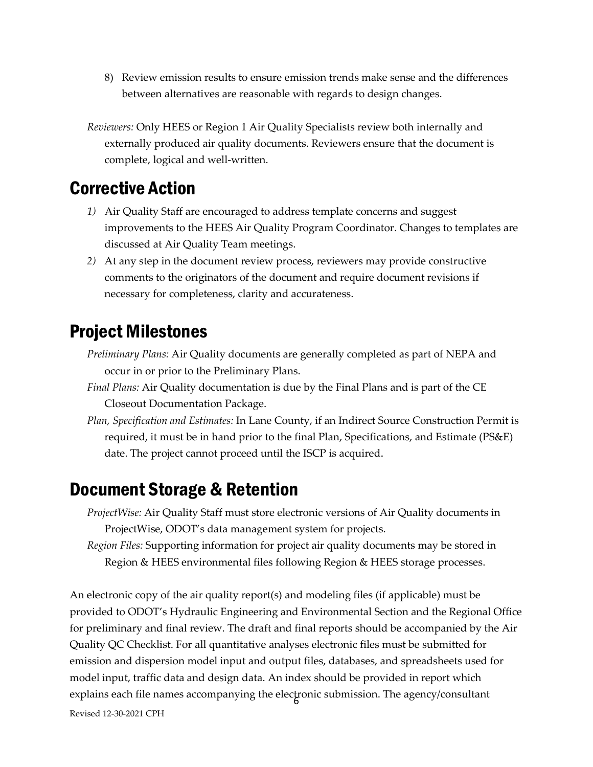8) Review emission results to ensure emission trends make sense and the differences between alternatives are reasonable with regards to design changes.

*Reviewers:* Only HEES or Region 1 Air Quality Specialists review both internally and externally produced air quality documents. Reviewers ensure that the document is complete, logical and well-written.

## Corrective Action

1) Air Quality Staff are encouraged to address template concerns and suggest improvements to the HEES Air Quality Program Coordinator. Changes to templates are discussed at Air Quality Team meetings.
2) At any step in the document review process, reviewers may provide constructive comments to the originators of the document and require document revisions if necessary for completeness, clarity and accurateness.

## Project Milestones

*Preliminary Plans:* Air Quality documents are generally completed as part of NEPA and occur in or prior to the Preliminary Plans.

*Final Plans:* Air Quality documentation is due by the Final Plans and is part of the CE Closeout Documentation Package.

*Plan, Specification and Estimates:* In Lane County, if an Indirect Source Construction Permit is required, it must be in hand prior to the final Plan, Specifications, and Estimate (PS&E) date. The project cannot proceed until the ISCP is acquired.

## Document Storage & Retention

*ProjectWise:* Air Quality Staff must store electronic versions of Air Quality documents in ProjectWise, ODOT's data management system for projects.

*Region Files:* Supporting information for project air quality documents may be stored in Region & HEES environmental files following Region & HEES storage processes.

An electronic copy of the air quality report(s) and modeling files (if applicable) must be provided to ODOT's Hydraulic Engineering and Environmental Section and the Regional Office for preliminary and final review. The draft and final reports should be accompanied by the Air Quality QC Checklist. For all quantitative analyses electronic files must be submitted for emission and dispersion model input and output files, databases, and spreadsheets used for model input, traffic data and design data. An index should be provided in report which explains each file names accompanying the electronic submission. The agency/consultant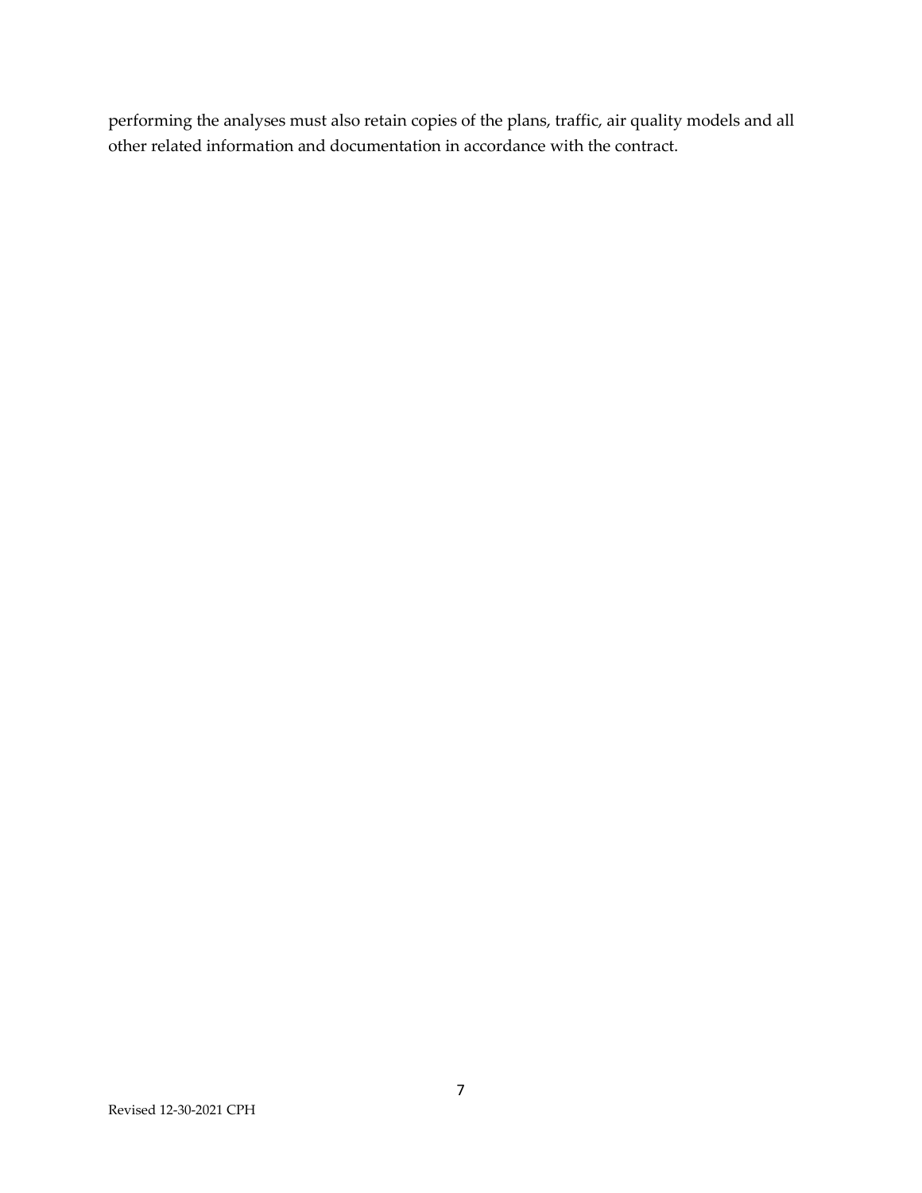performing the analyses must also retain copies of the plans, traffic, air quality models and all other related information and documentation in accordance with the contract.

Revised 12-30-2021 CPH